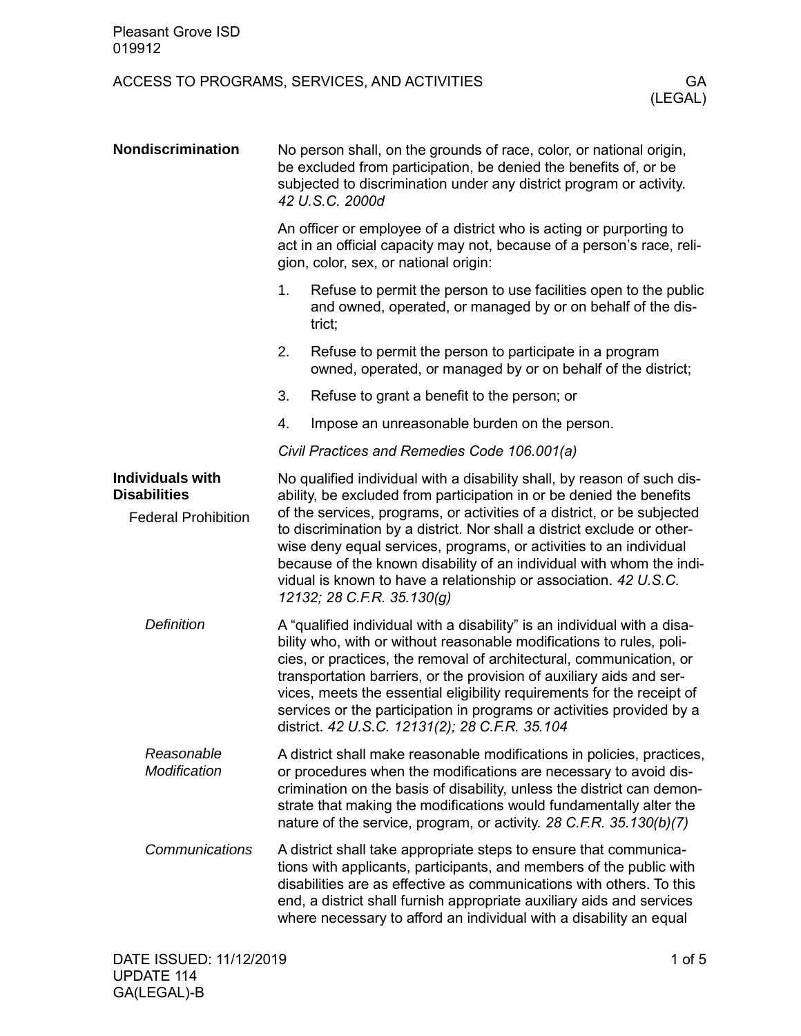# ACCESS TO PROGRAMS, SERVICES, AND ACTIVITIES — GA (LEGAL)

## Nondiscrimination

No person shall, on the grounds of race, color, or national origin, be excluded from participation, be denied the benefits of, or be subjected to discrimination under any district program or activity. *42 U.S.C. 2000d*

An officer or employee of a district who is acting or purporting to act in an official capacity may not, because of a person's race, religion, color, sex, or national origin:

1. Refuse to permit the person to use facilities open to the public and owned, operated, or managed by or on behalf of the district;
2. Refuse to permit the person to participate in a program owned, operated, or managed by or on behalf of the district;
3. Refuse to grant a benefit to the person; or
4. Impose an unreasonable burden on the person.

*Civil Practices and Remedies Code 106.001(a)*

## Individuals with Disabilities

### Federal Prohibition

No qualified individual with a disability shall, by reason of such disability, be excluded from participation in or be denied the benefits of the services, programs, or activities of a district, or be subjected to discrimination by a district. Nor shall a district exclude or otherwise deny equal services, programs, or activities to an individual because of the known disability of an individual with whom the individual is known to have a relationship or association. *42 U.S.C. 12132; 28 C.F.R. 35.130(g)*

#### *Definition*

A "qualified individual with a disability" is an individual with a disability who, with or without reasonable modifications to rules, policies, or practices, the removal of architectural, communication, or transportation barriers, or the provision of auxiliary aids and services, meets the essential eligibility requirements for the receipt of services or the participation in programs or activities provided by a district. *42 U.S.C. 12131(2); 28 C.F.R. 35.104*

#### *Reasonable Modification*

A district shall make reasonable modifications in policies, practices, or procedures when the modifications are necessary to avoid discrimination on the basis of disability, unless the district can demonstrate that making the modifications would fundamentally alter the nature of the service, program, or activity. *28 C.F.R. 35.130(b)(7)*

#### *Communications*

A district shall take appropriate steps to ensure that communications with applicants, participants, and members of the public with disabilities are as effective as communications with others. To this end, a district shall furnish appropriate auxiliary aids and services where necessary to afford an individual with a disability an equal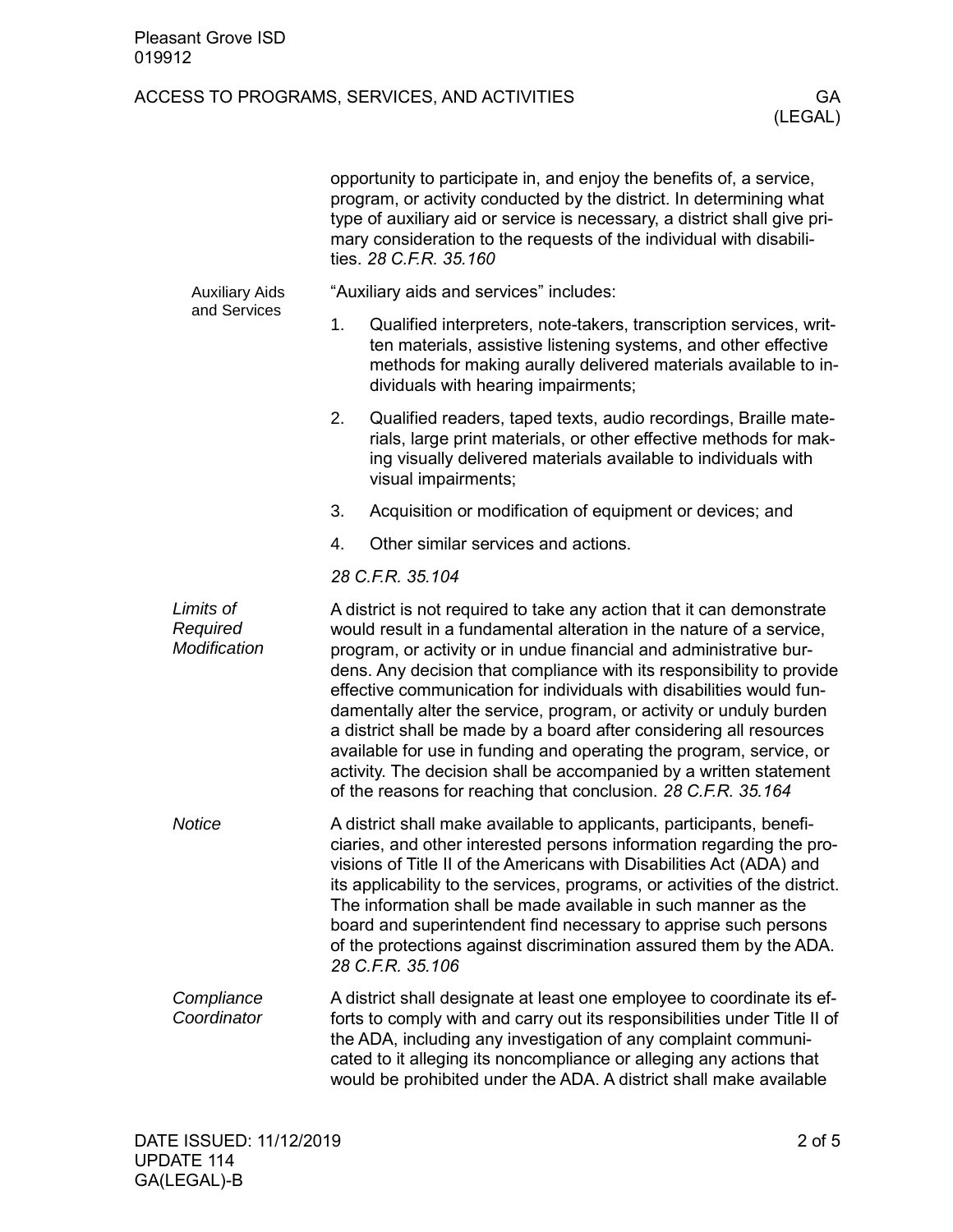opportunity to participate in, and enjoy the benefits of, a service, program, or activity conducted by the district. In determining what type of auxiliary aid or service is necessary, a district shall give primary consideration to the requests of the individual with disabilities. *28 C.F.R. 35.160*

#### Auxiliary Aids and Services

"Auxiliary aids and services" includes:

1. Qualified interpreters, note-takers, transcription services, written materials, assistive listening systems, and other effective methods for making aurally delivered materials available to individuals with hearing impairments;
2. Qualified readers, taped texts, audio recordings, Braille materials, large print materials, or other effective methods for making visually delivered materials available to individuals with visual impairments;
3. Acquisition or modification of equipment or devices; and
4. Other similar services and actions.

*28 C.F.R. 35.104*

### *Limits of Required Modification*

A district is not required to take any action that it can demonstrate would result in a fundamental alteration in the nature of a service, program, or activity or in undue financial and administrative burdens. Any decision that compliance with its responsibility to provide effective communication for individuals with disabilities would fundamentally alter the service, program, or activity or unduly burden a district shall be made by a board after considering all resources available for use in funding and operating the program, service, or activity. The decision shall be accompanied by a written statement of the reasons for reaching that conclusion. *28 C.F.R. 35.164*

### *Notice*

A district shall make available to applicants, participants, beneficiaries, and other interested persons information regarding the provisions of Title II of the Americans with Disabilities Act (ADA) and its applicability to the services, programs, or activities of the district. The information shall be made available in such manner as the board and superintendent find necessary to apprise such persons of the protections against discrimination assured them by the ADA. *28 C.F.R. 35.106*

### *Compliance Coordinator*

A district shall designate at least one employee to coordinate its efforts to comply with and carry out its responsibilities under Title II of the ADA, including any investigation of any complaint communicated to it alleging its noncompliance or alleging any actions that would be prohibited under the ADA. A district shall make available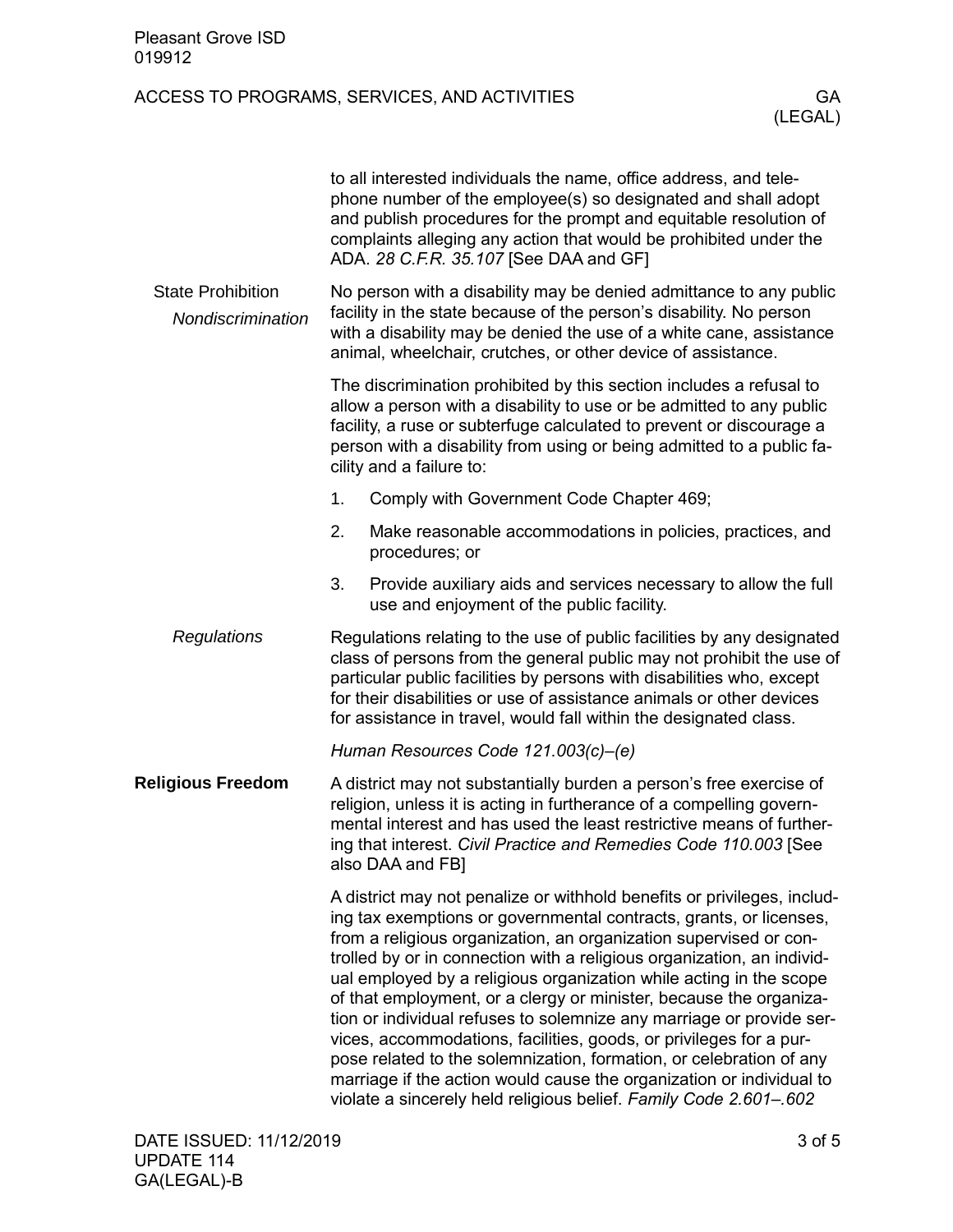to all interested individuals the name, office address, and telephone number of the employee(s) so designated and shall adopt and publish procedures for the prompt and equitable resolution of complaints alleging any action that would be prohibited under the ADA. *28 C.F.R. 35.107* [See DAA and GF]

### State Prohibition

#### *Nondiscrimination*

No person with a disability may be denied admittance to any public facility in the state because of the person's disability. No person with a disability may be denied the use of a white cane, assistance animal, wheelchair, crutches, or other device of assistance.

The discrimination prohibited by this section includes a refusal to allow a person with a disability to use or be admitted to any public facility, a ruse or subterfuge calculated to prevent or discourage a person with a disability from using or being admitted to a public facility and a failure to:

1. Comply with Government Code Chapter 469;
2. Make reasonable accommodations in policies, practices, and procedures; or
3. Provide auxiliary aids and services necessary to allow the full use and enjoyment of the public facility.

#### *Regulations*

Regulations relating to the use of public facilities by any designated class of persons from the general public may not prohibit the use of particular public facilities by persons with disabilities who, except for their disabilities or use of assistance animals or other devices for assistance in travel, would fall within the designated class.

*Human Resources Code 121.003(c)–(e)*

## Religious Freedom

A district may not substantially burden a person's free exercise of religion, unless it is acting in furtherance of a compelling governmental interest and has used the least restrictive means of furthering that interest. *Civil Practice and Remedies Code 110.003* [See also DAA and FB]

A district may not penalize or withhold benefits or privileges, including tax exemptions or governmental contracts, grants, or licenses, from a religious organization, an organization supervised or controlled by or in connection with a religious organization, an individual employed by a religious organization while acting in the scope of that employment, or a clergy or minister, because the organization or individual refuses to solemnize any marriage or provide services, accommodations, facilities, goods, or privileges for a purpose related to the solemnization, formation, or celebration of any marriage if the action would cause the organization or individual to violate a sincerely held religious belief. *Family Code 2.601–.602*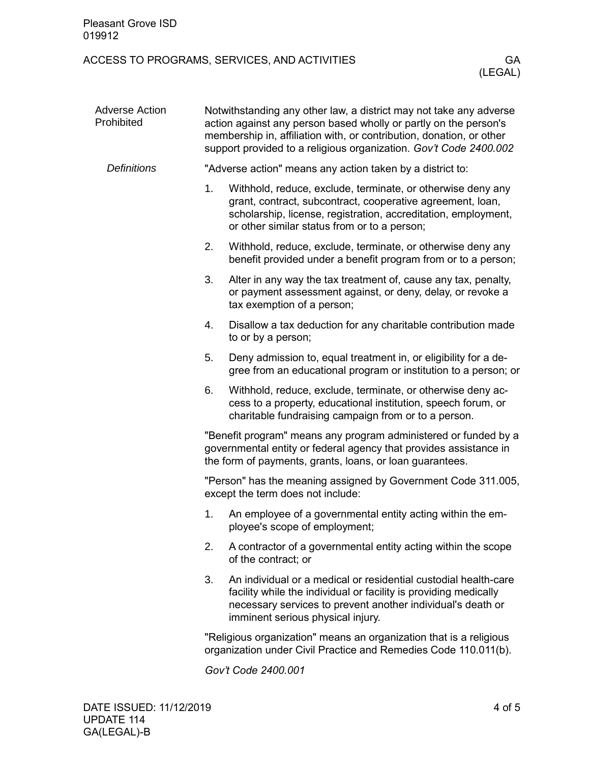## Adverse Action Prohibited

Notwithstanding any other law, a district may not take any adverse action against any person based wholly or partly on the person's membership in, affiliation with, or contribution, donation, or other support provided to a religious organization. *Gov't Code 2400.002*

### *Definitions*

"Adverse action" means any action taken by a district to:

1. Withhold, reduce, exclude, terminate, or otherwise deny any grant, contract, subcontract, cooperative agreement, loan, scholarship, license, registration, accreditation, employment, or other similar status from or to a person;
2. Withhold, reduce, exclude, terminate, or otherwise deny any benefit provided under a benefit program from or to a person;
3. Alter in any way the tax treatment of, cause any tax, penalty, or payment assessment against, or deny, delay, or revoke a tax exemption of a person;
4. Disallow a tax deduction for any charitable contribution made to or by a person;
5. Deny admission to, equal treatment in, or eligibility for a degree from an educational program or institution to a person; or
6. Withhold, reduce, exclude, terminate, or otherwise deny access to a property, educational institution, speech forum, or charitable fundraising campaign from or to a person.

"Benefit program" means any program administered or funded by a governmental entity or federal agency that provides assistance in the form of payments, grants, loans, or loan guarantees.

"Person" has the meaning assigned by Government Code 311.005, except the term does not include:

1. An employee of a governmental entity acting within the employee's scope of employment;
2. A contractor of a governmental entity acting within the scope of the contract; or
3. An individual or a medical or residential custodial health-care facility while the individual or facility is providing medically necessary services to prevent another individual's death or imminent serious physical injury.

"Religious organization" means an organization that is a religious organization under Civil Practice and Remedies Code 110.011(b).

*Gov't Code 2400.001*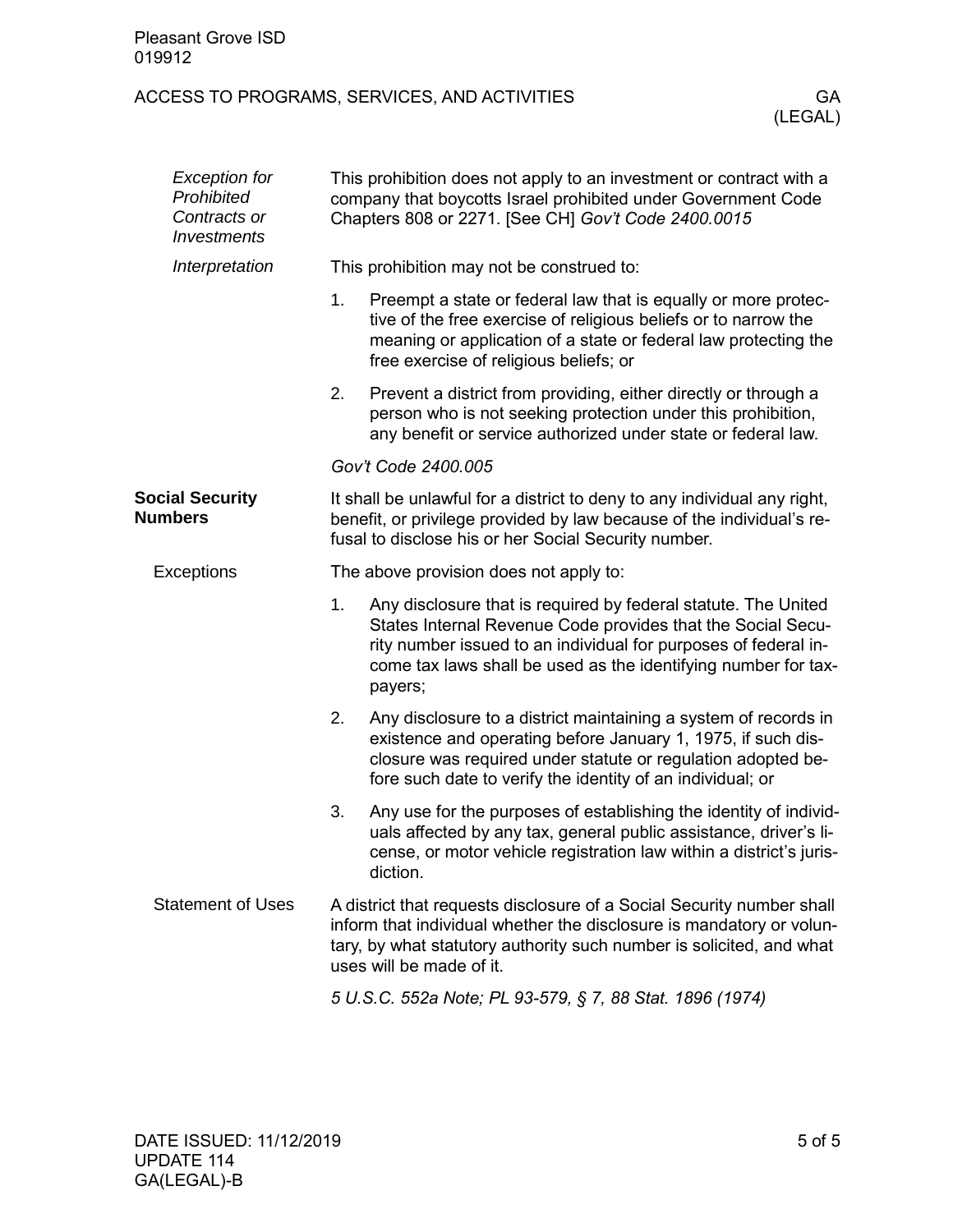*Exception for Prohibited Contracts or Investments*

This prohibition does not apply to an investment or contract with a company that boycotts Israel prohibited under Government Code Chapters 808 or 2271. [See CH] *Gov't Code 2400.0015*

*Interpretation*

This prohibition may not be construed to:

1. Preempt a state or federal law that is equally or more protective of the free exercise of religious beliefs or to narrow the meaning or application of a state or federal law protecting the free exercise of religious beliefs; or
2. Prevent a district from providing, either directly or through a person who is not seeking protection under this prohibition, any benefit or service authorized under state or federal law.

*Gov't Code 2400.005*

## Social Security Numbers

It shall be unlawful for a district to deny to any individual any right, benefit, or privilege provided by law because of the individual's refusal to disclose his or her Social Security number.

### Exceptions

The above provision does not apply to:

1. Any disclosure that is required by federal statute. The United States Internal Revenue Code provides that the Social Security number issued to an individual for purposes of federal income tax laws shall be used as the identifying number for taxpayers;
2. Any disclosure to a district maintaining a system of records in existence and operating before January 1, 1975, if such disclosure was required under statute or regulation adopted before such date to verify the identity of an individual; or
3. Any use for the purposes of establishing the identity of individuals affected by any tax, general public assistance, driver's license, or motor vehicle registration law within a district's jurisdiction.

### Statement of Uses

A district that requests disclosure of a Social Security number shall inform that individual whether the disclosure is mandatory or voluntary, by what statutory authority such number is solicited, and what uses will be made of it.

*5 U.S.C. 552a Note; PL 93-579, § 7, 88 Stat. 1896 (1974)*